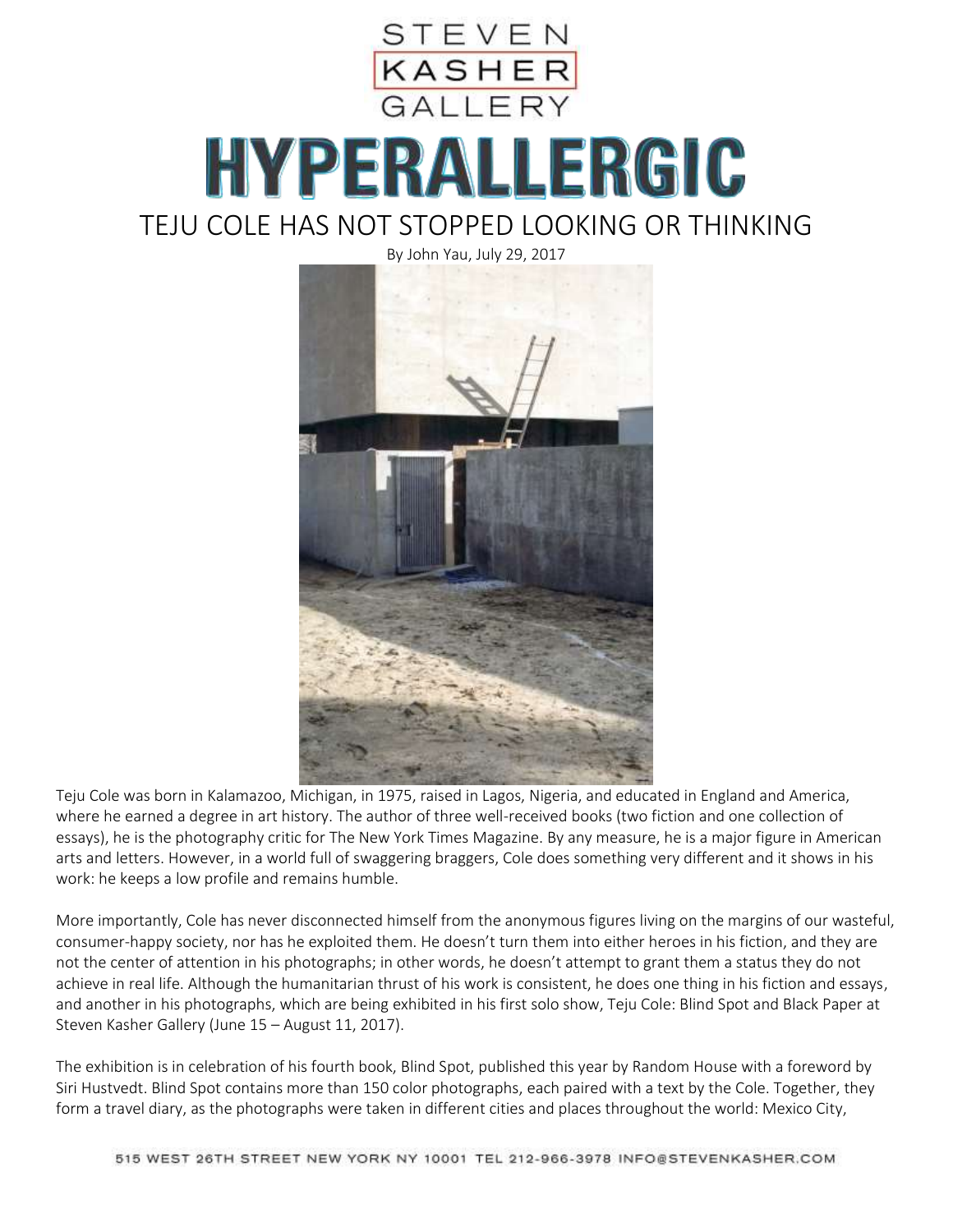STEVEN KASHER GALLERY

# HYPERALLERGIC

## TEJU COLE HAS NOT STOPPED LOOKING OR THINKING

By John Yau, July 29, 2017

Teju Cole was born in Kalamazoo, Michigan, in 1975, raised in Lagos, Nigeria, and educated in England and America, where he earned a degree in art history. The author of three well-received books (two fiction and one collection of essays), he is the photography critic for The New York Times Magazine. By any measure, he is a major figure in American arts and letters. However, in a world full of swaggering braggers, Cole does something very different and it shows in his work: he keeps a low profile and remains humble.

More importantly, Cole has never disconnected himself from the anonymous figures living on the margins of our wasteful, consumer-happy society, nor has he exploited them. He doesn't turn them into either heroes in his fiction, and they are not the center of attention in his photographs; in other words, he doesn't attempt to grant them a status they do not achieve in real life. Although the humanitarian thrust of his work is consistent, he does one thing in his fiction and essays, and another in his photographs, which are being exhibited in his first solo show, Teju Cole: Blind Spot and Black Paper at Steven Kasher Gallery (June 15 – August 11, 2017).

The exhibition is in celebration of his fourth book, Blind Spot, published this year by Random House with a foreword by Siri Hustvedt. Blind Spot contains more than 150 color photographs, each paired with a text by the Cole. Together, they form a travel diary, as the photographs were taken in different cities and places throughout the world: Mexico City,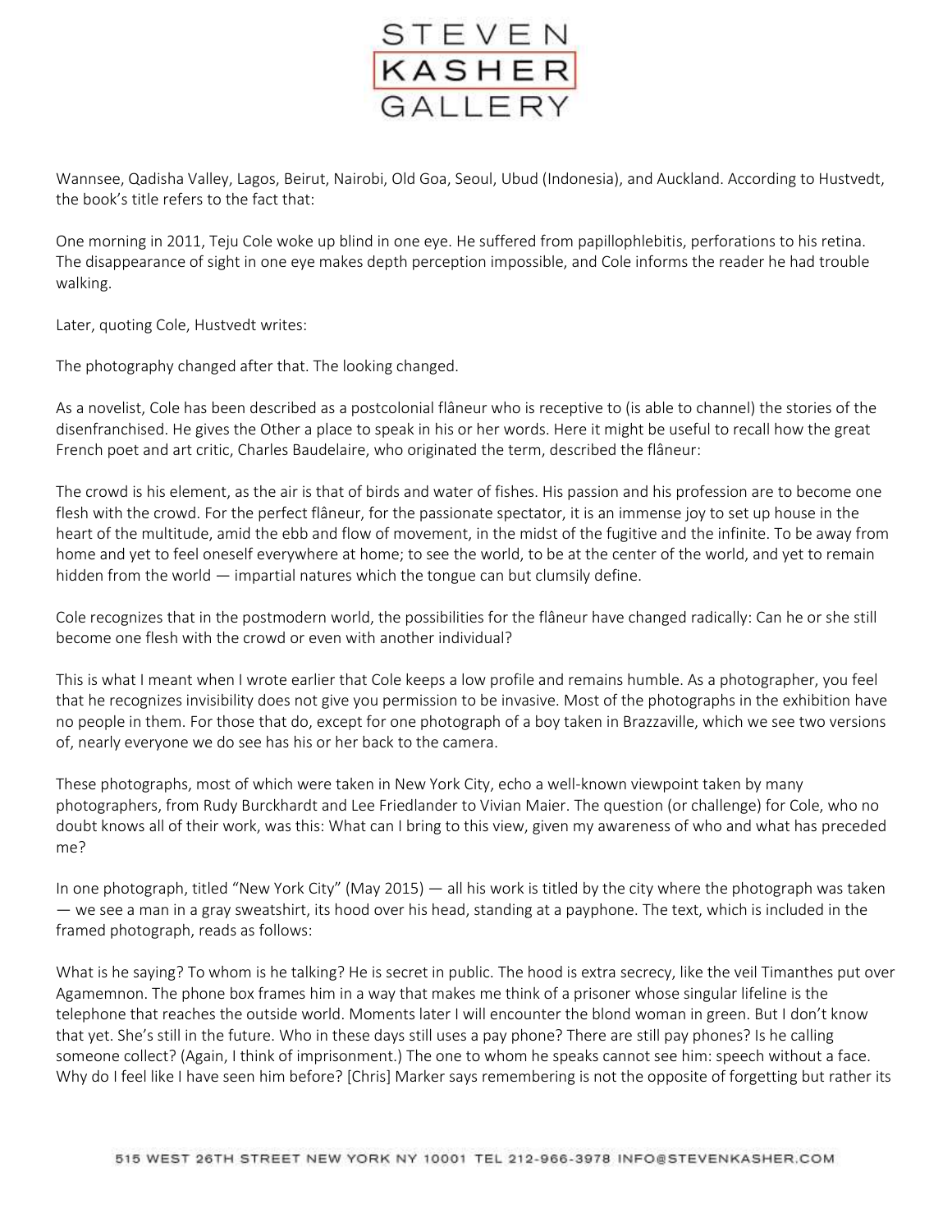Wannsee, Qadisha Valley, Lagos, Beirut, Nairobi, Old Goa, Seoul, Ubud (Indonesia), and Auckland. According to Hustvedt, the book's title refers to the fact that:

One morning in 2011, Teju Cole woke up blind in one eye. He suffered from papillophlebitis, perforations to his retina. The disappearance of sight in one eye makes depth perception impossible, and Cole informs the reader he had trouble walking.

Later, quoting Cole, Hustvedt writes:

The photography changed after that. The looking changed.

As a novelist, Cole has been described as a postcolonial flâneur who is receptive to (is able to channel) the stories of the disenfranchised. He gives the Other a place to speak in his or her words. Here it might be useful to recall how the great French poet and art critic, Charles Baudelaire, who originated the term, described the flâneur:

The crowd is his element, as the air is that of birds and water of fishes. His passion and his profession are to become one flesh with the crowd. For the perfect flâneur, for the passionate spectator, it is an immense joy to set up house in the heart of the multitude, amid the ebb and flow of movement, in the midst of the fugitive and the infinite. To be away from home and yet to feel oneself everywhere at home; to see the world, to be at the center of the world, and yet to remain hidden from the world — impartial natures which the tongue can but clumsily define.

Cole recognizes that in the postmodern world, the possibilities for the flâneur have changed radically: Can he or she still become one flesh with the crowd or even with another individual?

This is what I meant when I wrote earlier that Cole keeps a low profile and remains humble. As a photographer, you feel that he recognizes invisibility does not give you permission to be invasive. Most of the photographs in the exhibition have no people in them. For those that do, except for one photograph of a boy taken in Brazzaville, which we see two versions of, nearly everyone we do see has his or her back to the camera.

These photographs, most of which were taken in New York City, echo a well-known viewpoint taken by many photographers, from Rudy Burckhardt and Lee Friedlander to Vivian Maier. The question (or challenge) for Cole, who no doubt knows all of their work, was this: What can I bring to this view, given my awareness of who and what has preceded me?

In one photograph, titled "New York City" (May 2015) — all his work is titled by the city where the photograph was taken — we see a man in a gray sweatshirt, its hood over his head, standing at a payphone. The text, which is included in the framed photograph, reads as follows:

What is he saying? To whom is he talking? He is secret in public. The hood is extra secrecy, like the veil Timanthes put over Agamemnon. The phone box frames him in a way that makes me think of a prisoner whose singular lifeline is the telephone that reaches the outside world. Moments later I will encounter the blond woman in green. But I don't know that yet. She's still in the future. Who in these days still uses a pay phone? There are still pay phones? Is he calling someone collect? (Again, I think of imprisonment.) The one to whom he speaks cannot see him: speech without a face. Why do I feel like I have seen him before? [Chris] Marker says remembering is not the opposite of forgetting but rather its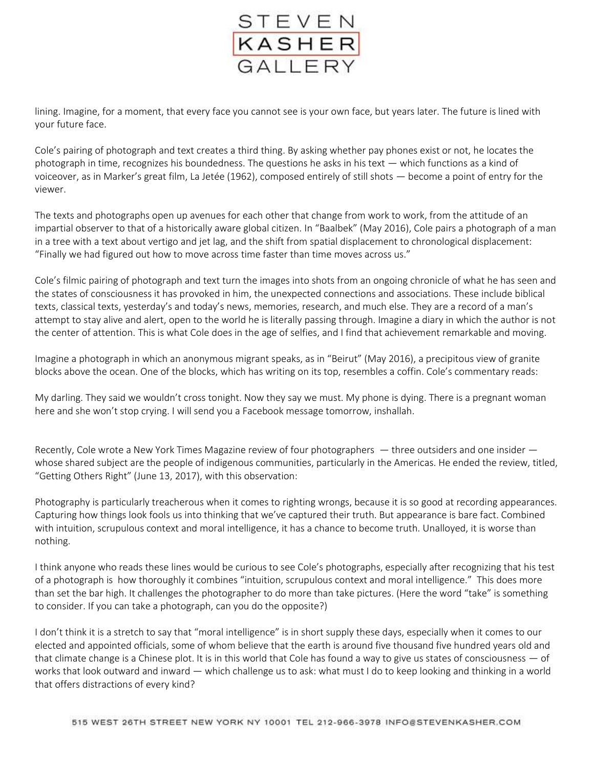lining. Imagine, for a moment, that every face you cannot see is your own face, but years later. The future is lined with your future face.

Cole's pairing of photograph and text creates a third thing. By asking whether pay phones exist or not, he locates the photograph in time, recognizes his boundedness. The questions he asks in his text — which functions as a kind of voiceover, as in Marker's great film, La Jetée (1962), composed entirely of still shots — become a point of entry for the viewer.

The texts and photographs open up avenues for each other that change from work to work, from the attitude of an impartial observer to that of a historically aware global citizen. In "Baalbek" (May 2016), Cole pairs a photograph of a man in a tree with a text about vertigo and jet lag, and the shift from spatial displacement to chronological displacement: "Finally we had figured out how to move across time faster than time moves across us."

Cole's filmic pairing of photograph and text turn the images into shots from an ongoing chronicle of what he has seen and the states of consciousness it has provoked in him, the unexpected connections and associations. These include biblical texts, classical texts, yesterday's and today's news, memories, research, and much else. They are a record of a man's attempt to stay alive and alert, open to the world he is literally passing through. Imagine a diary in which the author is not the center of attention. This is what Cole does in the age of selfies, and I find that achievement remarkable and moving.

Imagine a photograph in which an anonymous migrant speaks, as in "Beirut" (May 2016), a precipitous view of granite blocks above the ocean. One of the blocks, which has writing on its top, resembles a coffin. Cole's commentary reads:

My darling. They said we wouldn't cross tonight. Now they say we must. My phone is dying. There is a pregnant woman here and she won't stop crying. I will send you a Facebook message tomorrow, inshallah.

Recently, Cole wrote a New York Times Magazine review of four photographers — three outsiders and one insider — whose shared subject are the people of indigenous communities, particularly in the Americas. He ended the review, titled, "Getting Others Right" (June 13, 2017), with this observation:

Photography is particularly treacherous when it comes to righting wrongs, because it is so good at recording appearances. Capturing how things look fools us into thinking that we've captured their truth. But appearance is bare fact. Combined with intuition, scrupulous context and moral intelligence, it has a chance to become truth. Unalloyed, it is worse than nothing.

I think anyone who reads these lines would be curious to see Cole's photographs, especially after recognizing that his test of a photograph is how thoroughly it combines "intuition, scrupulous context and moral intelligence." This does more than set the bar high. It challenges the photographer to do more than take pictures. (Here the word "take" is something to consider. If you can take a photograph, can you do the opposite?)

I don't think it is a stretch to say that "moral intelligence" is in short supply these days, especially when it comes to our elected and appointed officials, some of whom believe that the earth is around five thousand five hundred years old and that climate change is a Chinese plot. It is in this world that Cole has found a way to give us states of consciousness — of works that look outward and inward — which challenge us to ask: what must I do to keep looking and thinking in a world that offers distractions of every kind?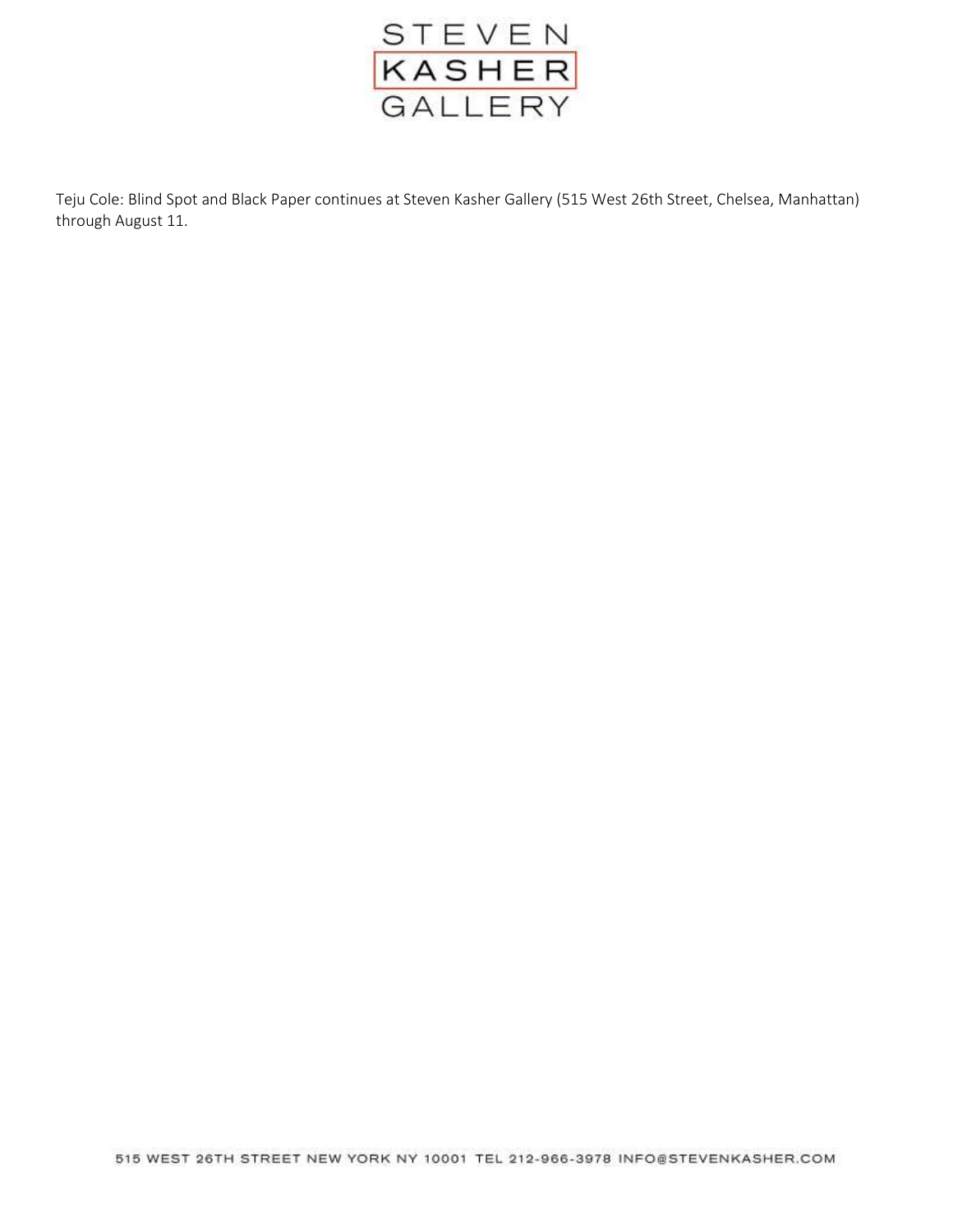Teju Cole: Blind Spot and Black Paper continues at Steven Kasher Gallery (515 West 26th Street, Chelsea, Manhattan) through August 11.